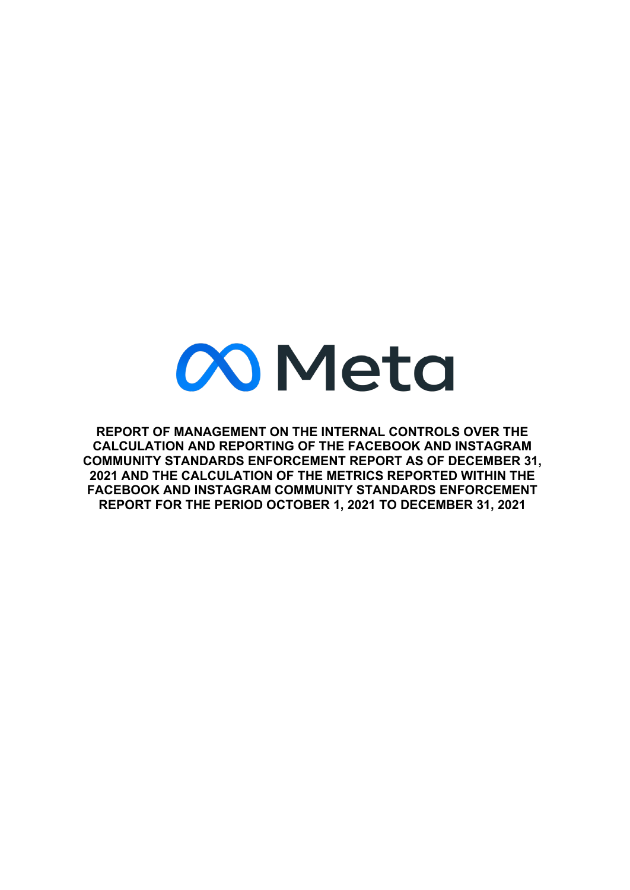Meta

# REPORT OF MANAGEMENT ON THE INTERNAL CONTROLS OVER THE CALCULATION AND REPORTING OF THE FACEBOOK AND INSTAGRAM COMMUNITY STANDARDS ENFORCEMENT REPORT AS OF DECEMBER 31, 2021 AND THE CALCULATION OF THE METRICS REPORTED WITHIN THE FACEBOOK AND INSTAGRAM COMMUNITY STANDARDS ENFORCEMENT REPORT FOR THE PERIOD OCTOBER 1, 2021 TO DECEMBER 31, 2021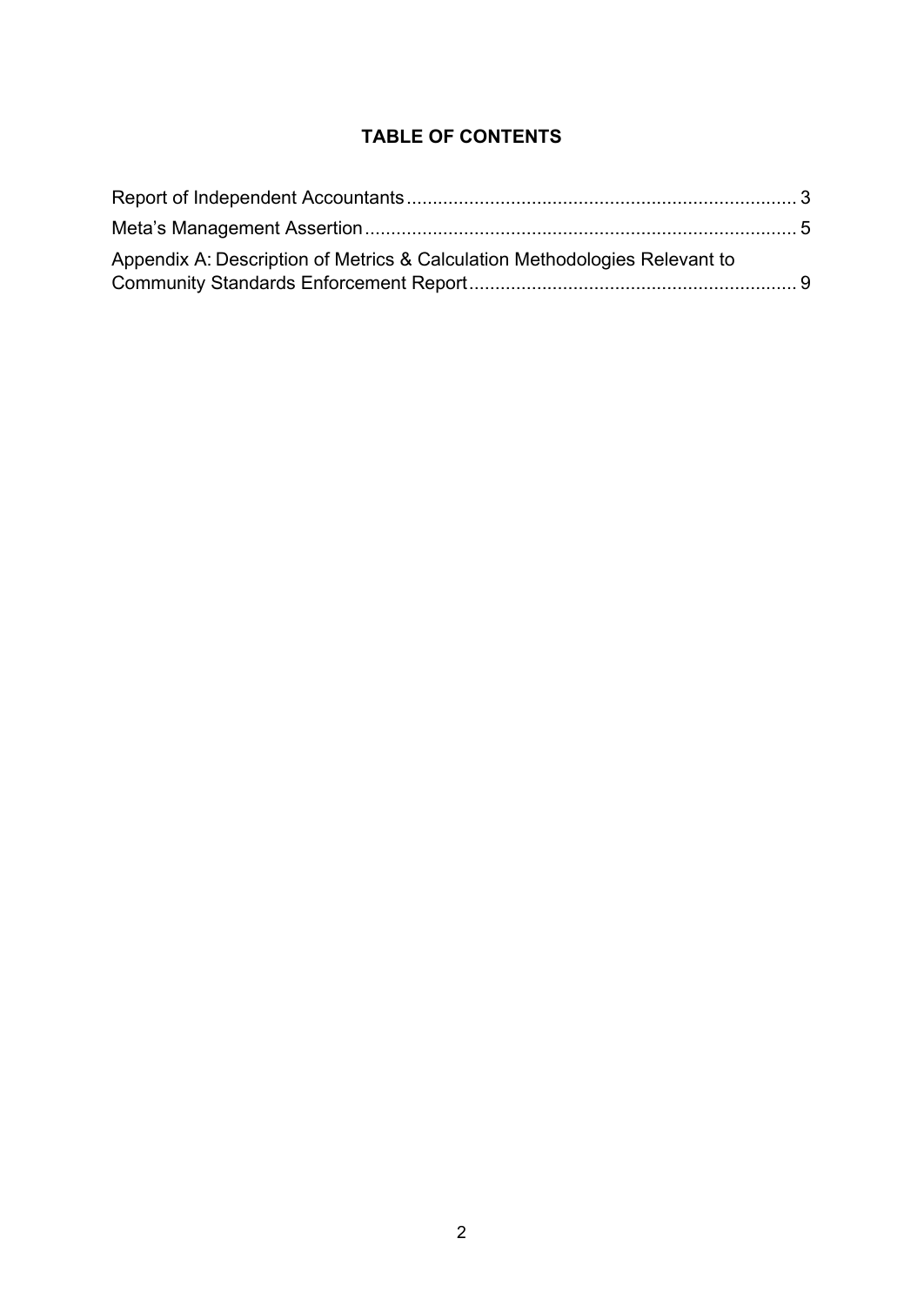## TABLE OF CONTENTS

Report of Independent Accountants .......................................................................... 3

Meta's Management Assertion .................................................................................. 5

Appendix A: Description of Metrics & Calculation Methodologies Relevant to Community Standards Enforcement Report .............................................................. 9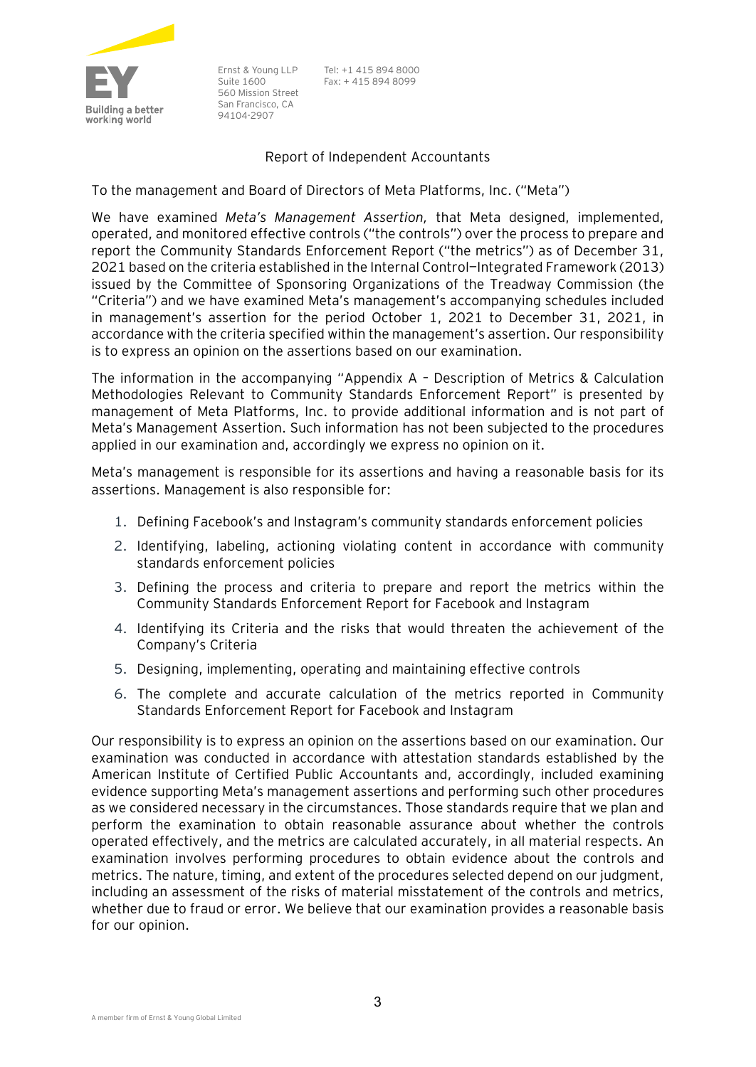Ernst & Young LLP
Suite 1600
560 Mission Street
San Francisco, CA
94104-2907

Tel: +1 415 894 8000
Fax: + 415 894 8099

## Report of Independent Accountants

To the management and Board of Directors of Meta Platforms, Inc. ("Meta")

We have examined *Meta's Management Assertion*, that Meta designed, implemented, operated, and monitored effective controls ("the controls") over the process to prepare and report the Community Standards Enforcement Report ("the metrics") as of December 31, 2021 based on the criteria established in the Internal Control—Integrated Framework (2013) issued by the Committee of Sponsoring Organizations of the Treadway Commission (the "Criteria") and we have examined Meta's management's accompanying schedules included in management's assertion for the period October 1, 2021 to December 31, 2021, in accordance with the criteria specified within the management's assertion. Our responsibility is to express an opinion on the assertions based on our examination.

The information in the accompanying "Appendix A – Description of Metrics & Calculation Methodologies Relevant to Community Standards Enforcement Report" is presented by management of Meta Platforms, Inc. to provide additional information and is not part of Meta's Management Assertion. Such information has not been subjected to the procedures applied in our examination and, accordingly we express no opinion on it.

Meta's management is responsible for its assertions and having a reasonable basis for its assertions. Management is also responsible for:

1. Defining Facebook's and Instagram's community standards enforcement policies
2. Identifying, labeling, actioning violating content in accordance with community standards enforcement policies
3. Defining the process and criteria to prepare and report the metrics within the Community Standards Enforcement Report for Facebook and Instagram
4. Identifying its Criteria and the risks that would threaten the achievement of the Company's Criteria
5. Designing, implementing, operating and maintaining effective controls
6. The complete and accurate calculation of the metrics reported in Community Standards Enforcement Report for Facebook and Instagram

Our responsibility is to express an opinion on the assertions based on our examination. Our examination was conducted in accordance with attestation standards established by the American Institute of Certified Public Accountants and, accordingly, included examining evidence supporting Meta's management assertions and performing such other procedures as we considered necessary in the circumstances. Those standards require that we plan and perform the examination to obtain reasonable assurance about whether the controls operated effectively, and the metrics are calculated accurately, in all material respects. An examination involves performing procedures to obtain evidence about the controls and metrics. The nature, timing, and extent of the procedures selected depend on our judgment, including an assessment of the risks of material misstatement of the controls and metrics, whether due to fraud or error. We believe that our examination provides a reasonable basis for our opinion.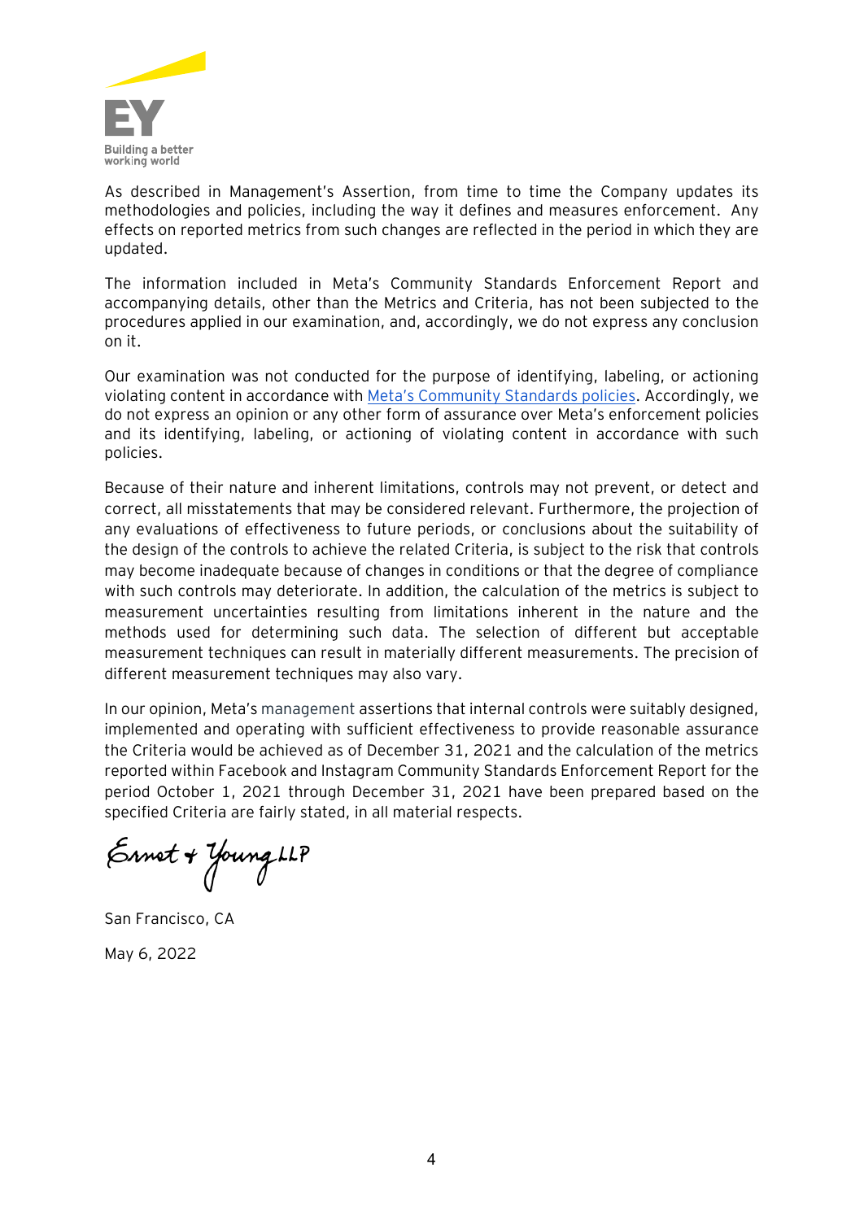As described in Management's Assertion, from time to time the Company updates its methodologies and policies, including the way it defines and measures enforcement. Any effects on reported metrics from such changes are reflected in the period in which they are updated.

The information included in Meta's Community Standards Enforcement Report and accompanying details, other than the Metrics and Criteria, has not been subjected to the procedures applied in our examination, and, accordingly, we do not express any conclusion on it.

Our examination was not conducted for the purpose of identifying, labeling, or actioning violating content in accordance with Meta's Community Standards policies. Accordingly, we do not express an opinion or any other form of assurance over Meta's enforcement policies and its identifying, labeling, or actioning of violating content in accordance with such policies.

Because of their nature and inherent limitations, controls may not prevent, or detect and correct, all misstatements that may be considered relevant. Furthermore, the projection of any evaluations of effectiveness to future periods, or conclusions about the suitability of the design of the controls to achieve the related Criteria, is subject to the risk that controls may become inadequate because of changes in conditions or that the degree of compliance with such controls may deteriorate. In addition, the calculation of the metrics is subject to measurement uncertainties resulting from limitations inherent in the nature and the methods used for determining such data. The selection of different but acceptable measurement techniques can result in materially different measurements. The precision of different measurement techniques may also vary.

In our opinion, Meta's management assertions that internal controls were suitably designed, implemented and operating with sufficient effectiveness to provide reasonable assurance the Criteria would be achieved as of December 31, 2021 and the calculation of the metrics reported within Facebook and Instagram Community Standards Enforcement Report for the period October 1, 2021 through December 31, 2021 have been prepared based on the specified Criteria are fairly stated, in all material respects.

Ernst & Young LLP

San Francisco, CA

May 6, 2022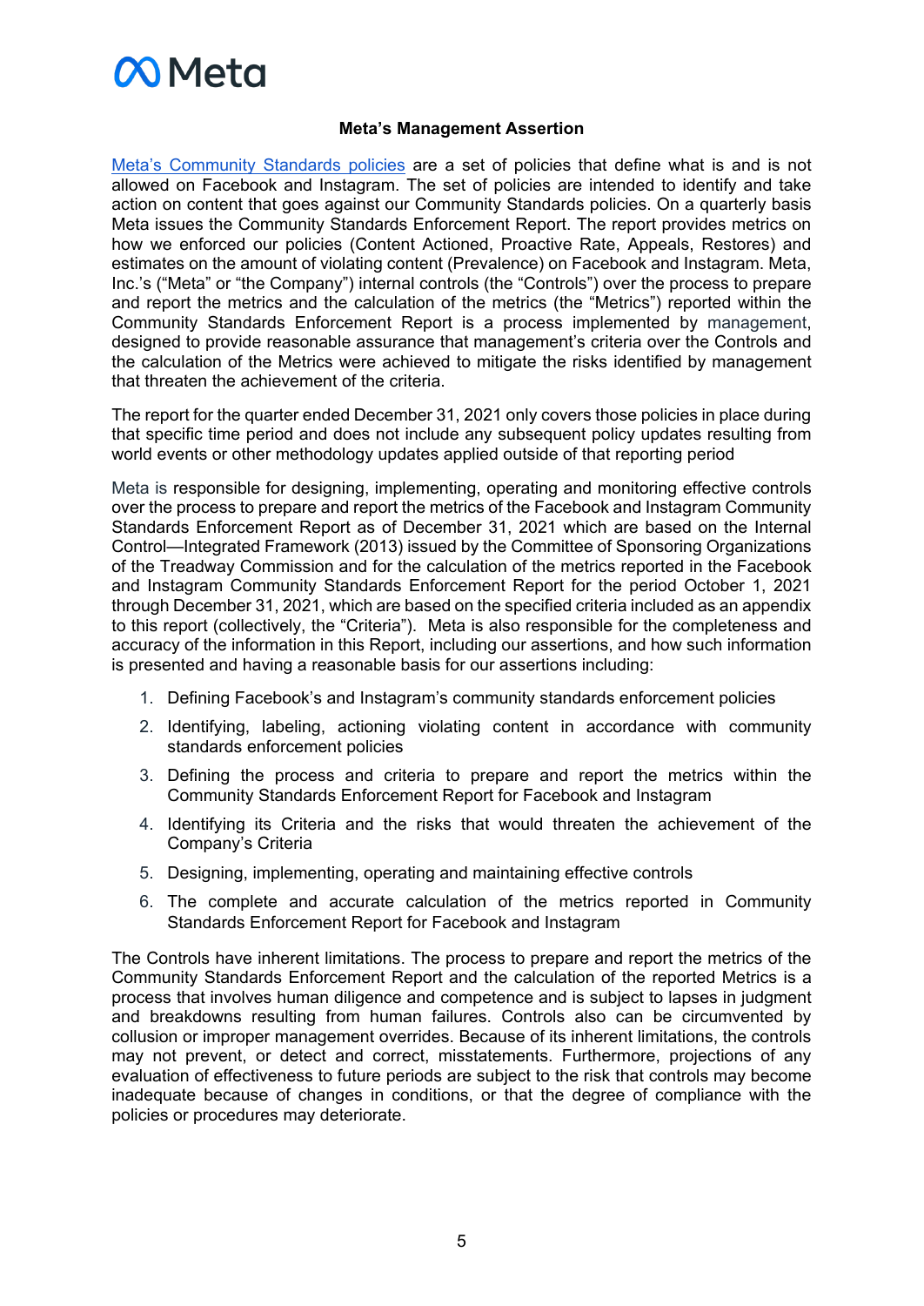Meta

## Meta's Management Assertion

Meta's Community Standards policies are a set of policies that define what is and is not allowed on Facebook and Instagram. The set of policies are intended to identify and take action on content that goes against our Community Standards policies. On a quarterly basis Meta issues the Community Standards Enforcement Report. The report provides metrics on how we enforced our policies (Content Actioned, Proactive Rate, Appeals, Restores) and estimates on the amount of violating content (Prevalence) on Facebook and Instagram. Meta, Inc.'s ("Meta" or "the Company") internal controls (the "Controls") over the process to prepare and report the metrics and the calculation of the metrics (the "Metrics") reported within the Community Standards Enforcement Report is a process implemented by management, designed to provide reasonable assurance that management's criteria over the Controls and the calculation of the Metrics were achieved to mitigate the risks identified by management that threaten the achievement of the criteria.

The report for the quarter ended December 31, 2021 only covers those policies in place during that specific time period and does not include any subsequent policy updates resulting from world events or other methodology updates applied outside of that reporting period

Meta is responsible for designing, implementing, operating and monitoring effective controls over the process to prepare and report the metrics of the Facebook and Instagram Community Standards Enforcement Report as of December 31, 2021 which are based on the Internal Control—Integrated Framework (2013) issued by the Committee of Sponsoring Organizations of the Treadway Commission and for the calculation of the metrics reported in the Facebook and Instagram Community Standards Enforcement Report for the period October 1, 2021 through December 31, 2021, which are based on the specified criteria included as an appendix to this report (collectively, the "Criteria"). Meta is also responsible for the completeness and accuracy of the information in this Report, including our assertions, and how such information is presented and having a reasonable basis for our assertions including:

1. Defining Facebook's and Instagram's community standards enforcement policies
2. Identifying, labeling, actioning violating content in accordance with community standards enforcement policies
3. Defining the process and criteria to prepare and report the metrics within the Community Standards Enforcement Report for Facebook and Instagram
4. Identifying its Criteria and the risks that would threaten the achievement of the Company's Criteria
5. Designing, implementing, operating and maintaining effective controls
6. The complete and accurate calculation of the metrics reported in Community Standards Enforcement Report for Facebook and Instagram

The Controls have inherent limitations. The process to prepare and report the metrics of the Community Standards Enforcement Report and the calculation of the reported Metrics is a process that involves human diligence and competence and is subject to lapses in judgment and breakdowns resulting from human failures. Controls also can be circumvented by collusion or improper management overrides. Because of its inherent limitations, the controls may not prevent, or detect and correct, misstatements. Furthermore, projections of any evaluation of effectiveness to future periods are subject to the risk that controls may become inadequate because of changes in conditions, or that the degree of compliance with the policies or procedures may deteriorate.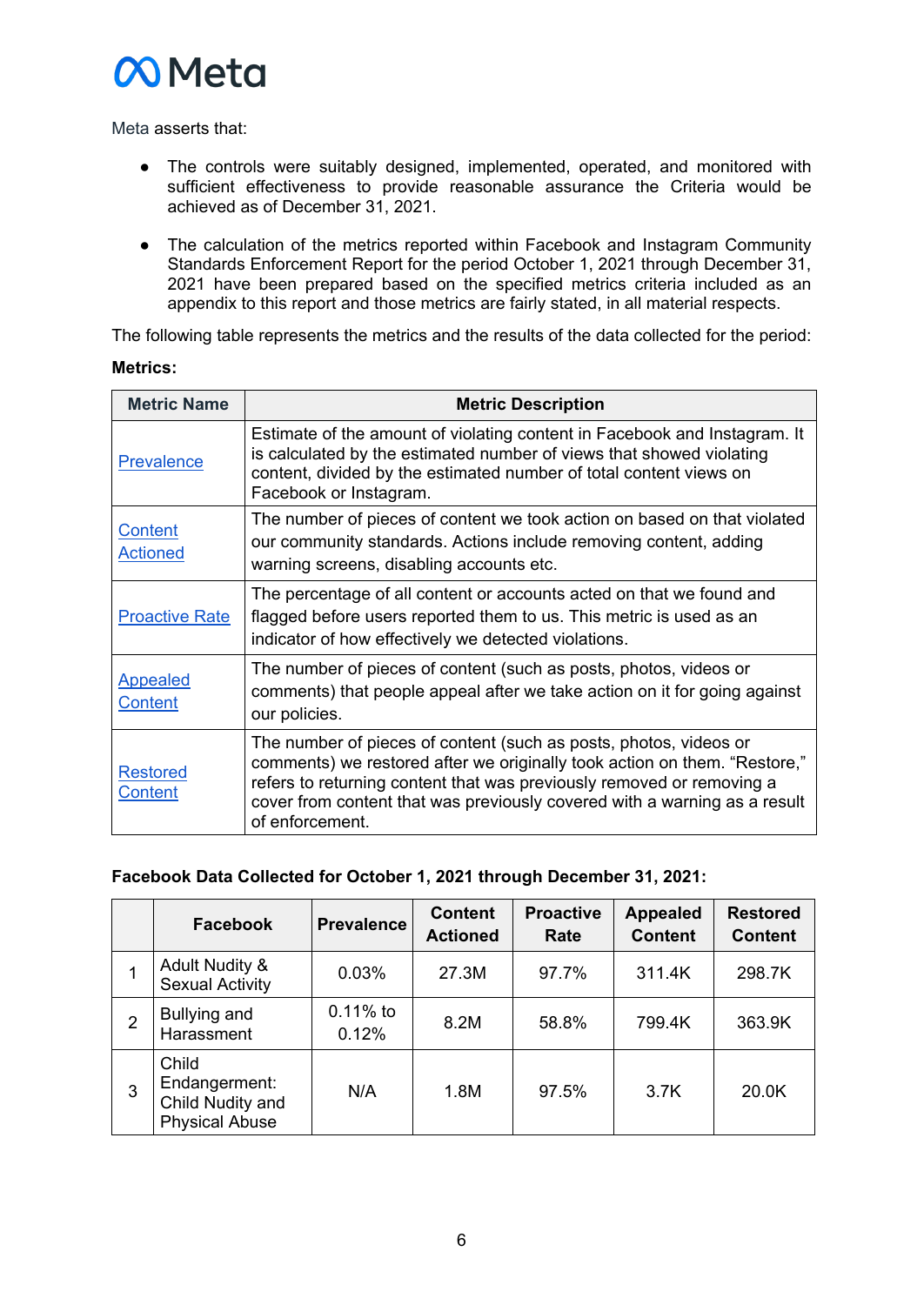Meta

Meta asserts that:

- The controls were suitably designed, implemented, operated, and monitored with sufficient effectiveness to provide reasonable assurance the Criteria would be achieved as of December 31, 2021.
- The calculation of the metrics reported within Facebook and Instagram Community Standards Enforcement Report for the period October 1, 2021 through December 31, 2021 have been prepared based on the specified metrics criteria included as an appendix to this report and those metrics are fairly stated, in all material respects.

The following table represents the metrics and the results of the data collected for the period:

**Metrics:**

| Metric Name | Metric Description |
|---|---|
| Prevalence | Estimate of the amount of violating content in Facebook and Instagram. It is calculated by the estimated number of views that showed violating content, divided by the estimated number of total content views on Facebook or Instagram. |
| Content Actioned | The number of pieces of content we took action on based on that violated our community standards. Actions include removing content, adding warning screens, disabling accounts etc. |
| Proactive Rate | The percentage of all content or accounts acted on that we found and flagged before users reported them to us. This metric is used as an indicator of how effectively we detected violations. |
| Appealed Content | The number of pieces of content (such as posts, photos, videos or comments) that people appeal after we take action on it for going against our policies. |
| Restored Content | The number of pieces of content (such as posts, photos, videos or comments) we restored after we originally took action on them. "Restore," refers to returning content that was previously removed or removing a cover from content that was previously covered with a warning as a result of enforcement. |

**Facebook Data Collected for October 1, 2021 through December 31, 2021:**

| | Facebook | Prevalence | Content Actioned | Proactive Rate | Appealed Content | Restored Content |
|---|---|---|---|---|---|---|
| 1 | Adult Nudity & Sexual Activity | 0.03% | 27.3M | 97.7% | 311.4K | 298.7K |
| 2 | Bullying and Harassment | 0.11% to 0.12% | 8.2M | 58.8% | 799.4K | 363.9K |
| 3 | Child Endangerment: Child Nudity and Physical Abuse | N/A | 1.8M | 97.5% | 3.7K | 20.0K |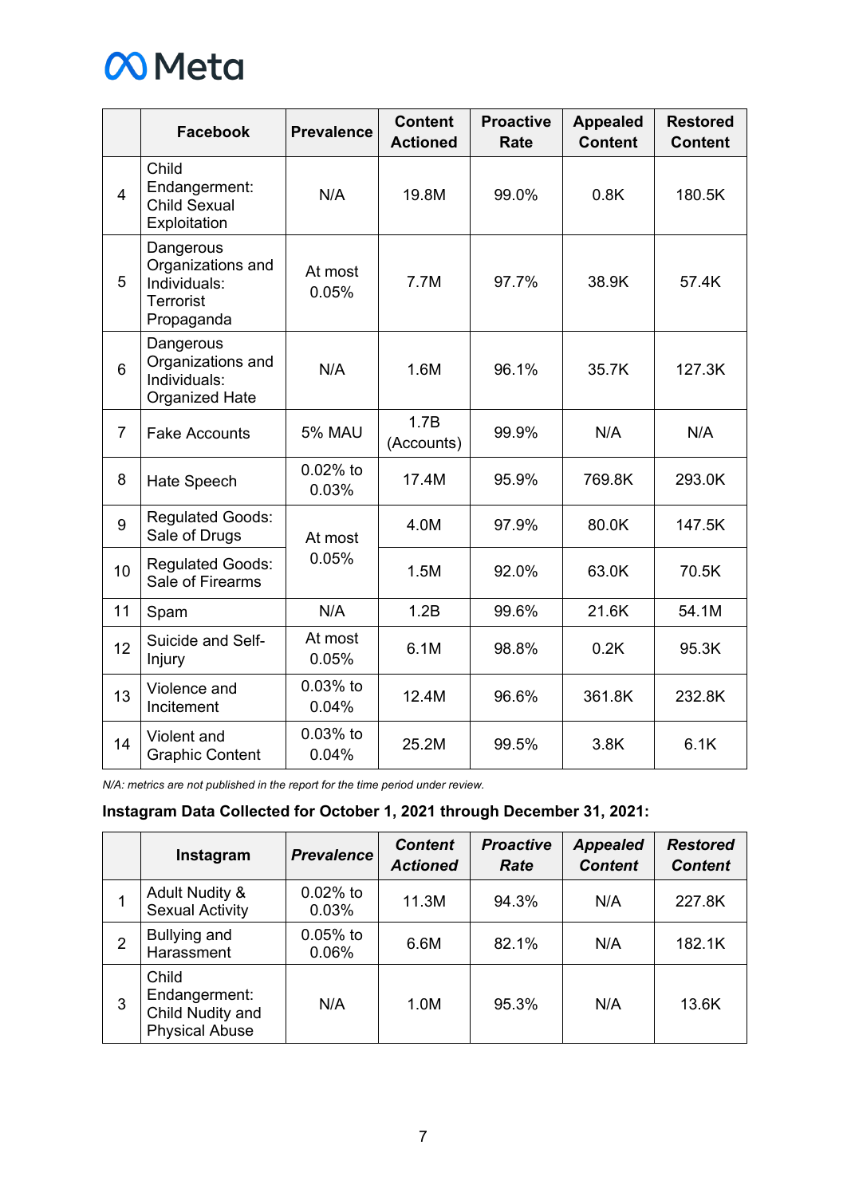| | Facebook | Prevalence | Content Actioned | Proactive Rate | Appealed Content | Restored Content |
|---|---|---|---|---|---|---|
| 4 | Child Endangerment: Child Sexual Exploitation | N/A | 19.8M | 99.0% | 0.8K | 180.5K |
| 5 | Dangerous Organizations and Individuals: Terrorist Propaganda | At most 0.05% | 7.7M | 97.7% | 38.9K | 57.4K |
| 6 | Dangerous Organizations and Individuals: Organized Hate | N/A | 1.6M | 96.1% | 35.7K | 127.3K |
| 7 | Fake Accounts | 5% MAU | 1.7B (Accounts) | 99.9% | N/A | N/A |
| 8 | Hate Speech | 0.02% to 0.03% | 17.4M | 95.9% | 769.8K | 293.0K |
| 9 | Regulated Goods: Sale of Drugs | At most 0.05% | 4.0M | 97.9% | 80.0K | 147.5K |
| 10 | Regulated Goods: Sale of Firearms | | 1.5M | 92.0% | 63.0K | 70.5K |
| 11 | Spam | N/A | 1.2B | 99.6% | 21.6K | 54.1M |
| 12 | Suicide and Self-Injury | At most 0.05% | 6.1M | 98.8% | 0.2K | 95.3K |
| 13 | Violence and Incitement | 0.03% to 0.04% | 12.4M | 96.6% | 361.8K | 232.8K |
| 14 | Violent and Graphic Content | 0.03% to 0.04% | 25.2M | 99.5% | 3.8K | 6.1K |

*N/A: metrics are not published in the report for the time period under review.*

**Instagram Data Collected for October 1, 2021 through December 31, 2021:**

| | Instagram | *Prevalence* | *Content Actioned* | *Proactive Rate* | *Appealed Content* | *Restored Content* |
|---|---|---|---|---|---|---|
| 1 | Adult Nudity & Sexual Activity | 0.02% to 0.03% | 11.3M | 94.3% | N/A | 227.8K |
| 2 | Bullying and Harassment | 0.05% to 0.06% | 6.6M | 82.1% | N/A | 182.1K |
| 3 | Child Endangerment: Child Nudity and Physical Abuse | N/A | 1.0M | 95.3% | N/A | 13.6K |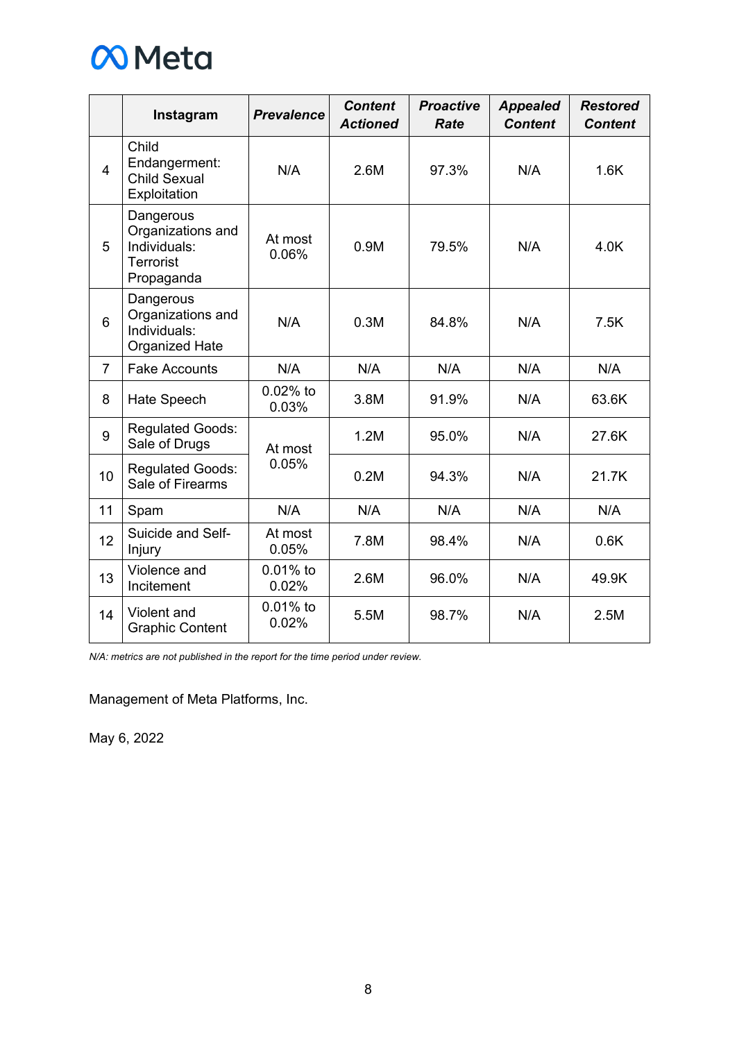| | Instagram | *Prevalence* | *Content Actioned* | *Proactive Rate* | *Appealed Content* | *Restored Content* |
|---|---|---|---|---|---|---|
| 4 | Child Endangerment: Child Sexual Exploitation | N/A | 2.6M | 97.3% | N/A | 1.6K |
| 5 | Dangerous Organizations and Individuals: Terrorist Propaganda | At most 0.06% | 0.9M | 79.5% | N/A | 4.0K |
| 6 | Dangerous Organizations and Individuals: Organized Hate | N/A | 0.3M | 84.8% | N/A | 7.5K |
| 7 | Fake Accounts | N/A | N/A | N/A | N/A | N/A |
| 8 | Hate Speech | 0.02% to 0.03% | 3.8M | 91.9% | N/A | 63.6K |
| 9 | Regulated Goods: Sale of Drugs | At most 0.05% | 1.2M | 95.0% | N/A | 27.6K |
| 10 | Regulated Goods: Sale of Firearms | | 0.2M | 94.3% | N/A | 21.7K |
| 11 | Spam | N/A | N/A | N/A | N/A | N/A |
| 12 | Suicide and Self-Injury | At most 0.05% | 7.8M | 98.4% | N/A | 0.6K |
| 13 | Violence and Incitement | 0.01% to 0.02% | 2.6M | 96.0% | N/A | 49.9K |
| 14 | Violent and Graphic Content | 0.01% to 0.02% | 5.5M | 98.7% | N/A | 2.5M |

*N/A: metrics are not published in the report for the time period under review.*

Management of Meta Platforms, Inc.

May 6, 2022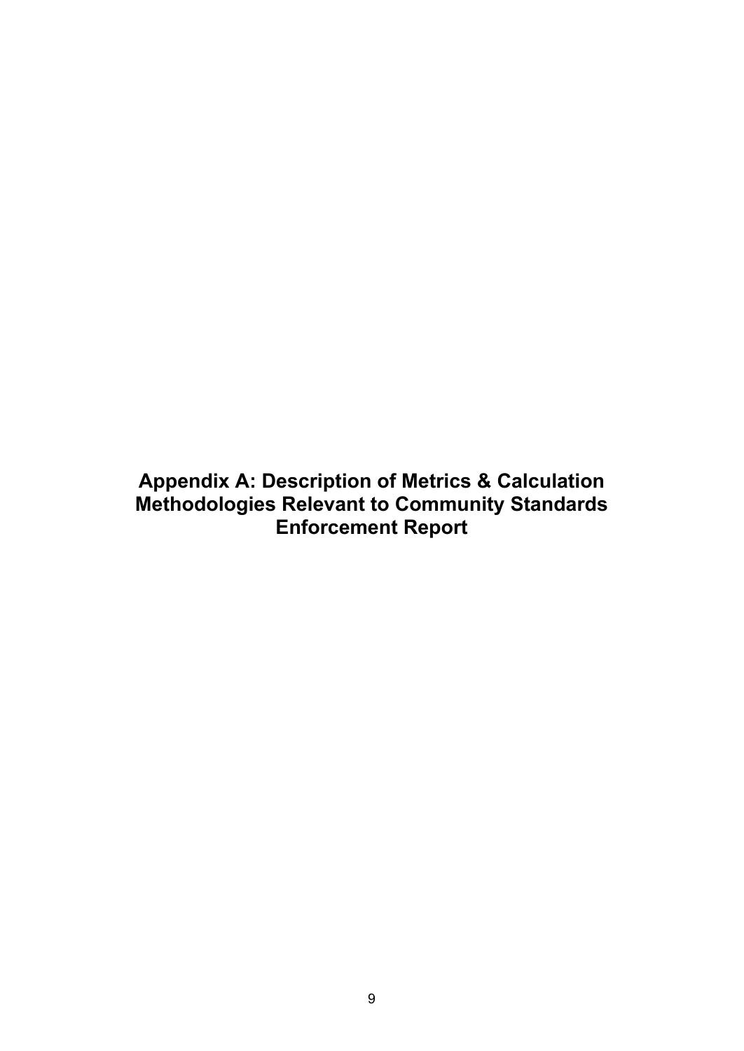# Appendix A: Description of Metrics & Calculation Methodologies Relevant to Community Standards Enforcement Report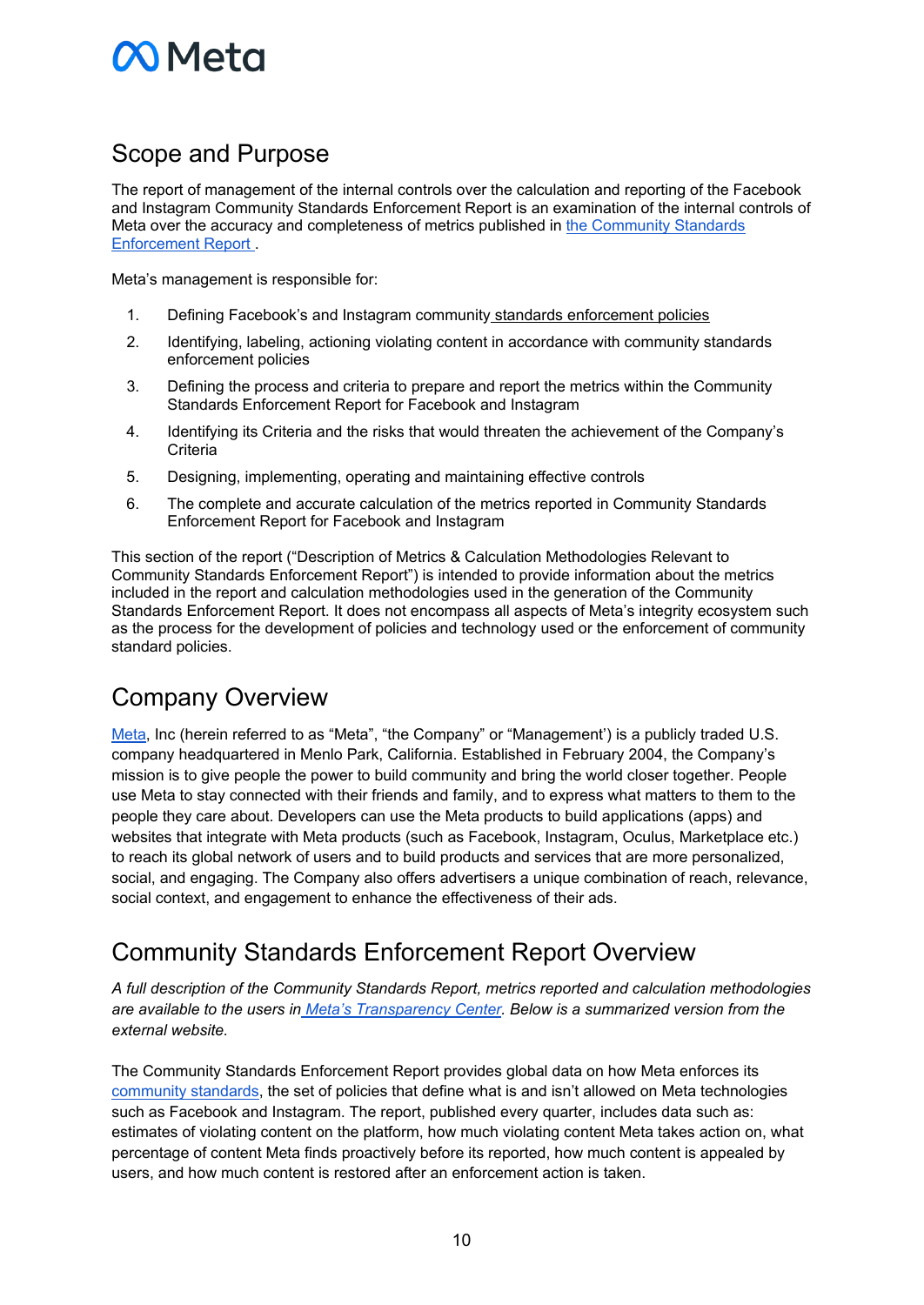## Scope and Purpose

The report of management of the internal controls over the calculation and reporting of the Facebook and Instagram Community Standards Enforcement Report is an examination of the internal controls of Meta over the accuracy and completeness of metrics published in the Community Standards Enforcement Report .

Meta's management is responsible for:

1. Defining Facebook's and Instagram community standards enforcement policies
2. Identifying, labeling, actioning violating content in accordance with community standards enforcement policies
3. Defining the process and criteria to prepare and report the metrics within the Community Standards Enforcement Report for Facebook and Instagram
4. Identifying its Criteria and the risks that would threaten the achievement of the Company's Criteria
5. Designing, implementing, operating and maintaining effective controls
6. The complete and accurate calculation of the metrics reported in Community Standards Enforcement Report for Facebook and Instagram

This section of the report ("Description of Metrics & Calculation Methodologies Relevant to Community Standards Enforcement Report") is intended to provide information about the metrics included in the report and calculation methodologies used in the generation of the Community Standards Enforcement Report. It does not encompass all aspects of Meta's integrity ecosystem such as the process for the development of policies and technology used or the enforcement of community standard policies.

## Company Overview

Meta, Inc (herein referred to as "Meta", "the Company" or "Management') is a publicly traded U.S. company headquartered in Menlo Park, California. Established in February 2004, the Company's mission is to give people the power to build community and bring the world closer together. People use Meta to stay connected with their friends and family, and to express what matters to them to the people they care about. Developers can use the Meta products to build applications (apps) and websites that integrate with Meta products (such as Facebook, Instagram, Oculus, Marketplace etc.) to reach its global network of users and to build products and services that are more personalized, social, and engaging. The Company also offers advertisers a unique combination of reach, relevance, social context, and engagement to enhance the effectiveness of their ads.

## Community Standards Enforcement Report Overview

*A full description of the Community Standards Report, metrics reported and calculation methodologies are available to the users in Meta's Transparency Center. Below is a summarized version from the external website.*

The Community Standards Enforcement Report provides global data on how Meta enforces its community standards, the set of policies that define what is and isn't allowed on Meta technologies such as Facebook and Instagram. The report, published every quarter, includes data such as: estimates of violating content on the platform, how much violating content Meta takes action on, what percentage of content Meta finds proactively before its reported, how much content is appealed by users, and how much content is restored after an enforcement action is taken.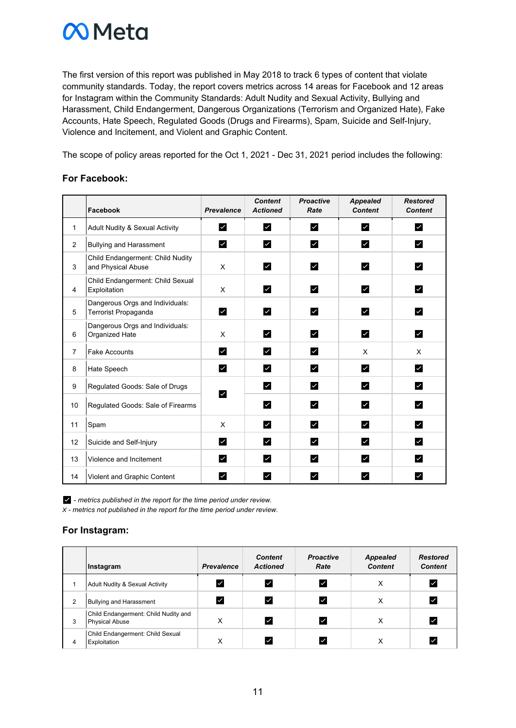The first version of this report was published in May 2018 to track 6 types of content that violate community standards. Today, the report covers metrics across 14 areas for Facebook and 12 areas for Instagram within the Community Standards: Adult Nudity and Sexual Activity, Bullying and Harassment, Child Endangerment, Dangerous Organizations (Terrorism and Organized Hate), Fake Accounts, Hate Speech, Regulated Goods (Drugs and Firearms), Spam, Suicide and Self-Injury, Violence and Incitement, and Violent and Graphic Content.

The scope of policy areas reported for the Oct 1, 2021 - Dec 31, 2021 period includes the following:

### For Facebook:

| | Facebook | *Prevalence* | *Content Actioned* | *Proactive Rate* | *Appealed Content* | *Restored Content* |
|---|---|---|---|---|---|---|
| 1 | Adult Nudity & Sexual Activity | ☑ | ☑ | ☑ | ☑ | ☑ |
| 2 | Bullying and Harassment | ☑ | ☑ | ☑ | ☑ | ☑ |
| 3 | Child Endangerment: Child Nudity and Physical Abuse | X | ☑ | ☑ | ☑ | ☑ |
| 4 | Child Endangerment: Child Sexual Exploitation | X | ☑ | ☑ | ☑ | ☑ |
| 5 | Dangerous Orgs and Individuals: Terrorist Propaganda | ☑ | ☑ | ☑ | ☑ | ☑ |
| 6 | Dangerous Orgs and Individuals: Organized Hate | X | ☑ | ☑ | ☑ | ☑ |
| 7 | Fake Accounts | ☑ | ☑ | ☑ | X | X |
| 8 | Hate Speech | ☑ | ☑ | ☑ | ☑ | ☑ |
| 9 | Regulated Goods: Sale of Drugs | ☑ | ☑ | ☑ | ☑ | ☑ |
| 10 | Regulated Goods: Sale of Firearms | | ☑ | ☑ | ☑ | ☑ |
| 11 | Spam | X | ☑ | ☑ | ☑ | ☑ |
| 12 | Suicide and Self-Injury | ☑ | ☑ | ☑ | ☑ | ☑ |
| 13 | Violence and Incitement | ☑ | ☑ | ☑ | ☑ | ☑ |
| 14 | Violent and Graphic Content | ☑ | ☑ | ☑ | ☑ | ☑ |

☑ - *metrics published in the report for the time period under review.*
*X - metrics not published in the report for the time period under review.*

### For Instagram:

| | Instagram | *Prevalence* | *Content Actioned* | *Proactive Rate* | *Appealed Content* | *Restored Content* |
|---|---|---|---|---|---|---|
| 1 | Adult Nudity & Sexual Activity | ☑ | ☑ | ☑ | X | ☑ |
| 2 | Bullying and Harassment | ☑ | ☑ | ☑ | X | ☑ |
| 3 | Child Endangerment: Child Nudity and Physical Abuse | X | ☑ | ☑ | X | ☑ |
| 4 | Child Endangerment: Child Sexual Exploitation | X | ☑ | ☑ | X | ☑ |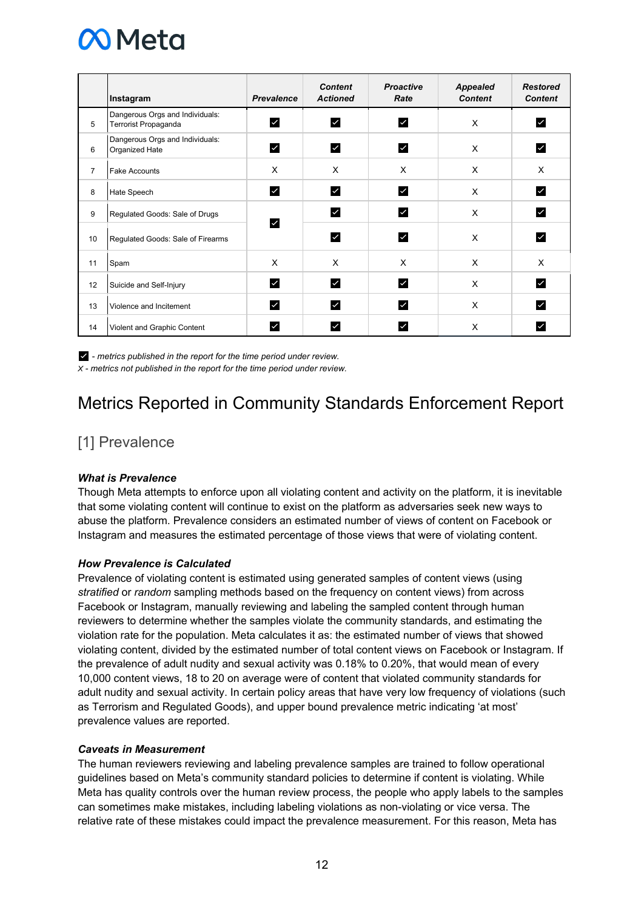|  | Instagram | Prevalence | Content Actioned | Proactive Rate | Appealed Content | Restored Content |
|---|---|---|---|---|---|---|
| 5 | Dangerous Orgs and Individuals: Terrorist Propaganda | ☑ | ☑ | ☑ | X | ☑ |
| 6 | Dangerous Orgs and Individuals: Organized Hate | ☑ | ☑ | ☑ | X | ☑ |
| 7 | Fake Accounts | X | X | X | X | X |
| 8 | Hate Speech | ☑ | ☑ | ☑ | X | ☑ |
| 9 | Regulated Goods: Sale of Drugs | ☑ | ☑ | ☑ | X | ☑ |
| 10 | Regulated Goods: Sale of Firearms |  | ☑ | ☑ | X | ☑ |
| 11 | Spam | X | X | X | X | X |
| 12 | Suicide and Self-Injury | ☑ | ☑ | ☑ | X | ☑ |
| 13 | Violence and Incitement | ☑ | ☑ | ☑ | X | ☑ |
| 14 | Violent and Graphic Content | ☑ | ☑ | ☑ | X | ☑ |

☑ *- metrics published in the report for the time period under review.*
*X - metrics not published in the report for the time period under review.*

# Metrics Reported in Community Standards Enforcement Report

## [1] Prevalence

***What is Prevalence***
Though Meta attempts to enforce upon all violating content and activity on the platform, it is inevitable that some violating content will continue to exist on the platform as adversaries seek new ways to abuse the platform. Prevalence considers an estimated number of views of content on Facebook or Instagram and measures the estimated percentage of those views that were of violating content.

***How Prevalence is Calculated***
Prevalence of violating content is estimated using generated samples of content views (using *stratified* or *random* sampling methods based on the frequency on content views) from across Facebook or Instagram, manually reviewing and labeling the sampled content through human reviewers to determine whether the samples violate the community standards, and estimating the violation rate for the population. Meta calculates it as: the estimated number of views that showed violating content, divided by the estimated number of total content views on Facebook or Instagram. If the prevalence of adult nudity and sexual activity was 0.18% to 0.20%, that would mean of every 10,000 content views, 18 to 20 on average were of content that violated community standards for adult nudity and sexual activity. In certain policy areas that have very low frequency of violations (such as Terrorism and Regulated Goods), and upper bound prevalence metric indicating 'at most' prevalence values are reported.

***Caveats in Measurement***
The human reviewers reviewing and labeling prevalence samples are trained to follow operational guidelines based on Meta's community standard policies to determine if content is violating. While Meta has quality controls over the human review process, the people who apply labels to the samples can sometimes make mistakes, including labeling violations as non-violating or vice versa. The relative rate of these mistakes could impact the prevalence measurement. For this reason, Meta has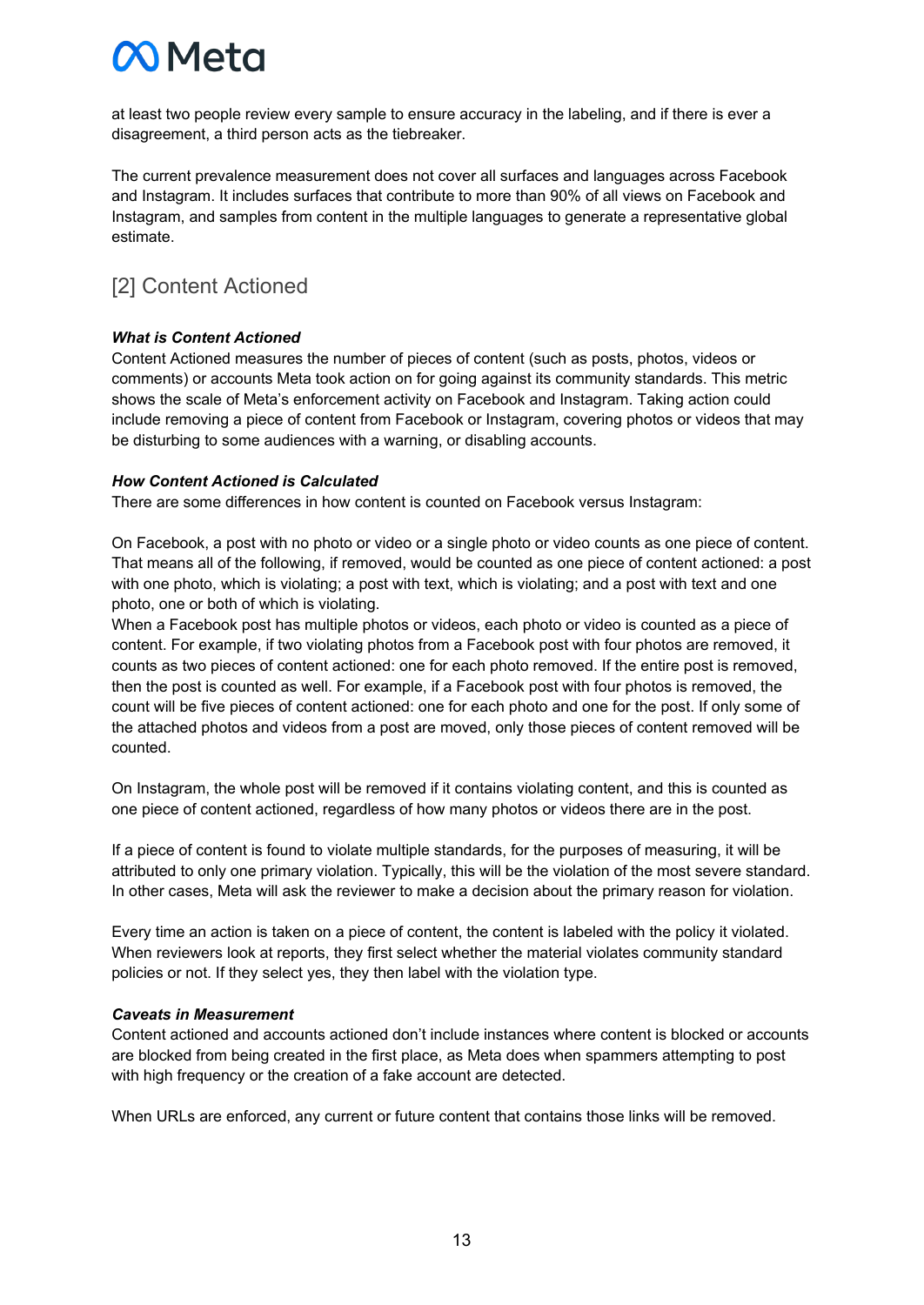at least two people review every sample to ensure accuracy in the labeling, and if there is ever a disagreement, a third person acts as the tiebreaker.

The current prevalence measurement does not cover all surfaces and languages across Facebook and Instagram. It includes surfaces that contribute to more than 90% of all views on Facebook and Instagram, and samples from content in the multiple languages to generate a representative global estimate.

## [2] Content Actioned

***What is Content Actioned***

Content Actioned measures the number of pieces of content (such as posts, photos, videos or comments) or accounts Meta took action on for going against its community standards. This metric shows the scale of Meta's enforcement activity on Facebook and Instagram. Taking action could include removing a piece of content from Facebook or Instagram, covering photos or videos that may be disturbing to some audiences with a warning, or disabling accounts.

***How Content Actioned is Calculated***

There are some differences in how content is counted on Facebook versus Instagram:

On Facebook, a post with no photo or video or a single photo or video counts as one piece of content. That means all of the following, if removed, would be counted as one piece of content actioned: a post with one photo, which is violating; a post with text, which is violating; and a post with text and one photo, one or both of which is violating.

When a Facebook post has multiple photos or videos, each photo or video is counted as a piece of content. For example, if two violating photos from a Facebook post with four photos are removed, it counts as two pieces of content actioned: one for each photo removed. If the entire post is removed, then the post is counted as well. For example, if a Facebook post with four photos is removed, the count will be five pieces of content actioned: one for each photo and one for the post. If only some of the attached photos and videos from a post are moved, only those pieces of content removed will be counted.

On Instagram, the whole post will be removed if it contains violating content, and this is counted as one piece of content actioned, regardless of how many photos or videos there are in the post.

If a piece of content is found to violate multiple standards, for the purposes of measuring, it will be attributed to only one primary violation. Typically, this will be the violation of the most severe standard. In other cases, Meta will ask the reviewer to make a decision about the primary reason for violation.

Every time an action is taken on a piece of content, the content is labeled with the policy it violated. When reviewers look at reports, they first select whether the material violates community standard policies or not. If they select yes, they then label with the violation type.

***Caveats in Measurement***

Content actioned and accounts actioned don't include instances where content is blocked or accounts are blocked from being created in the first place, as Meta does when spammers attempting to post with high frequency or the creation of a fake account are detected.

When URLs are enforced, any current or future content that contains those links will be removed.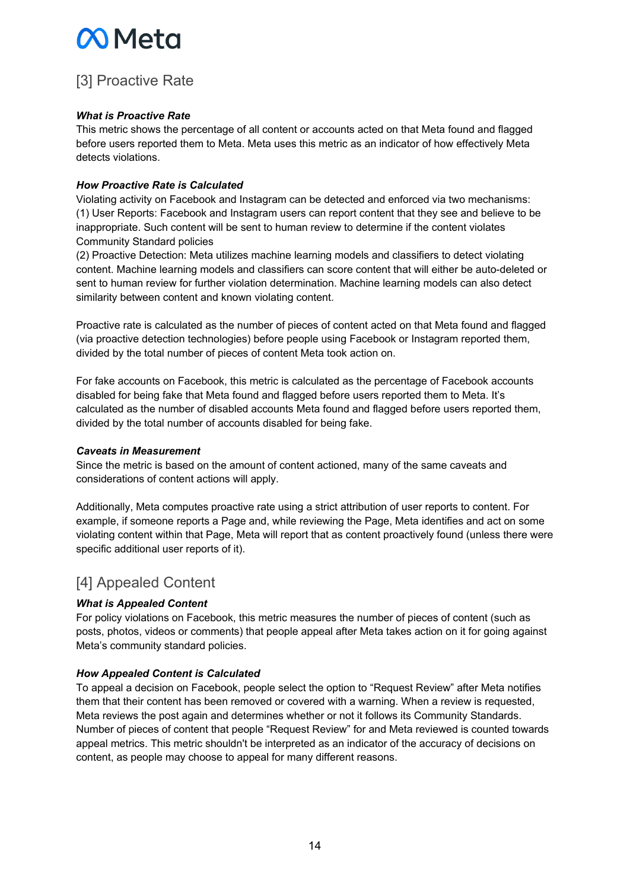## [3] Proactive Rate

***What is Proactive Rate***

This metric shows the percentage of all content or accounts acted on that Meta found and flagged before users reported them to Meta. Meta uses this metric as an indicator of how effectively Meta detects violations.

***How Proactive Rate is Calculated***

Violating activity on Facebook and Instagram can be detected and enforced via two mechanisms:
(1) User Reports: Facebook and Instagram users can report content that they see and believe to be inappropriate. Such content will be sent to human review to determine if the content violates Community Standard policies
(2) Proactive Detection: Meta utilizes machine learning models and classifiers to detect violating content. Machine learning models and classifiers can score content that will either be auto-deleted or sent to human review for further violation determination. Machine learning models can also detect similarity between content and known violating content.

Proactive rate is calculated as the number of pieces of content acted on that Meta found and flagged (via proactive detection technologies) before people using Facebook or Instagram reported them, divided by the total number of pieces of content Meta took action on.

For fake accounts on Facebook, this metric is calculated as the percentage of Facebook accounts disabled for being fake that Meta found and flagged before users reported them to Meta. It's calculated as the number of disabled accounts Meta found and flagged before users reported them, divided by the total number of accounts disabled for being fake.

***Caveats in Measurement***

Since the metric is based on the amount of content actioned, many of the same caveats and considerations of content actions will apply.

Additionally, Meta computes proactive rate using a strict attribution of user reports to content. For example, if someone reports a Page and, while reviewing the Page, Meta identifies and act on some violating content within that Page, Meta will report that as content proactively found (unless there were specific additional user reports of it).

## [4] Appealed Content

***What is Appealed Content***

For policy violations on Facebook, this metric measures the number of pieces of content (such as posts, photos, videos or comments) that people appeal after Meta takes action on it for going against Meta's community standard policies.

***How Appealed Content is Calculated***

To appeal a decision on Facebook, people select the option to "Request Review" after Meta notifies them that their content has been removed or covered with a warning. When a review is requested, Meta reviews the post again and determines whether or not it follows its Community Standards. Number of pieces of content that people "Request Review" for and Meta reviewed is counted towards appeal metrics. This metric shouldn't be interpreted as an indicator of the accuracy of decisions on content, as people may choose to appeal for many different reasons.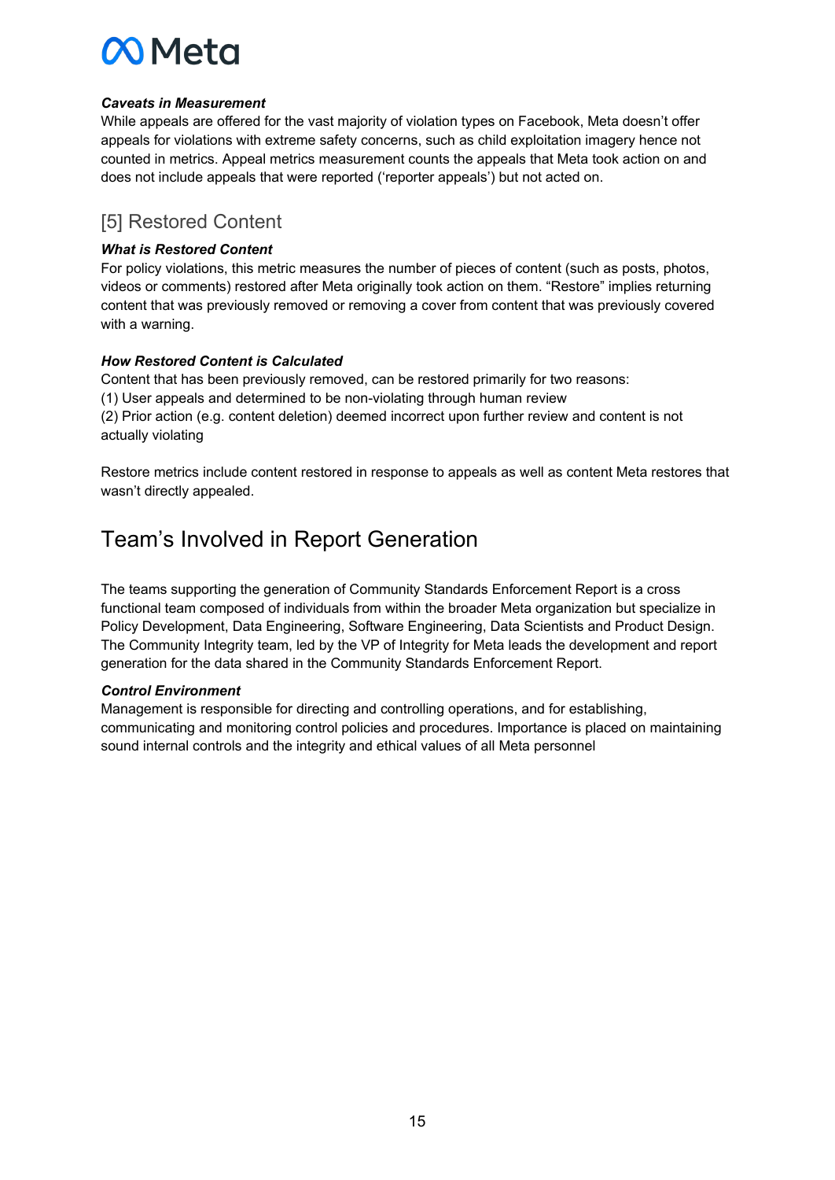***Caveats in Measurement***

While appeals are offered for the vast majority of violation types on Facebook, Meta doesn't offer appeals for violations with extreme safety concerns, such as child exploitation imagery hence not counted in metrics. Appeal metrics measurement counts the appeals that Meta took action on and does not include appeals that were reported ('reporter appeals') but not acted on.

## [5] Restored Content

***What is Restored Content***

For policy violations, this metric measures the number of pieces of content (such as posts, photos, videos or comments) restored after Meta originally took action on them. "Restore" implies returning content that was previously removed or removing a cover from content that was previously covered with a warning.

***How Restored Content is Calculated***

Content that has been previously removed, can be restored primarily for two reasons:
(1) User appeals and determined to be non-violating through human review
(2) Prior action (e.g. content deletion) deemed incorrect upon further review and content is not actually violating

Restore metrics include content restored in response to appeals as well as content Meta restores that wasn't directly appealed.

# Team's Involved in Report Generation

The teams supporting the generation of Community Standards Enforcement Report is a cross functional team composed of individuals from within the broader Meta organization but specialize in Policy Development, Data Engineering, Software Engineering, Data Scientists and Product Design. The Community Integrity team, led by the VP of Integrity for Meta leads the development and report generation for the data shared in the Community Standards Enforcement Report.

***Control Environment***

Management is responsible for directing and controlling operations, and for establishing, communicating and monitoring control policies and procedures. Importance is placed on maintaining sound internal controls and the integrity and ethical values of all Meta personnel